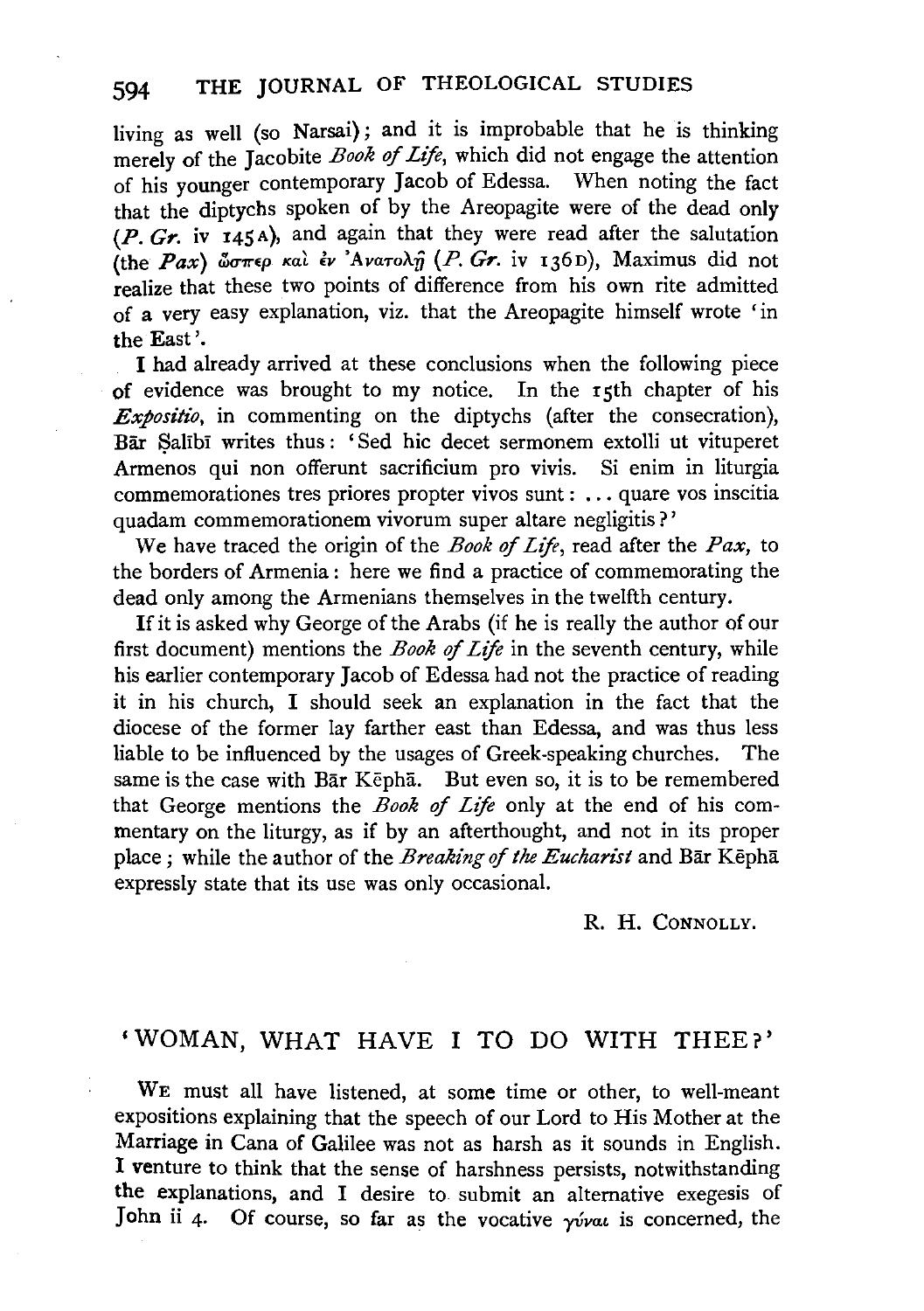living as well (so Narsai); and it is improbable that he is thinking merely of the Jacobite *Book of Life*, which did not engage the attention of his younger contemporary Jacob of Edessa. When noting the fact that the diptychs spoken of by the Areopagite were of the dead only (*P. Gr.* iv 145 A), and again that they were read after the salutation (the *Pax*) ὥσπερ καὶ ἐν Ἀνατολῇ (*P. Gr.* iv 136 D), Maximus did not realize that these two points of difference from his own rite admitted of a very easy explanation, viz. that the Areopagite himself wrote 'in the East'.

I had already arrived at these conclusions when the following piece of evidence was brought to my notice. In the 15th chapter of his *Expositio*, in commenting on the diptychs (after the consecration), Bār Ṣalībī writes thus: 'Sed hic decet sermonem extolli ut vituperet Armenos qui non offerunt sacrificium pro vivis. Si enim in liturgia commemorationes tres priores propter vivos sunt: ... quare vos inscitia quadam commemorationem vivorum super altare negligitis?'

We have traced the origin of the *Book of Life*, read after the *Pax*, to the borders of Armenia: here we find a practice of commemorating the dead only among the Armenians themselves in the twelfth century.

If it is asked why George of the Arabs (if he is really the author of our first document) mentions the *Book of Life* in the seventh century, while his earlier contemporary Jacob of Edessa had not the practice of reading it in his church, I should seek an explanation in the fact that the diocese of the former lay farther east than Edessa, and was thus less liable to be influenced by the usages of Greek-speaking churches. The same is the case with Bār Kēphā. But even so, it is to be remembered that George mentions the *Book of Life* only at the end of his commentary on the liturgy, as if by an afterthought, and not in its proper place; while the author of the *Breaking of the Eucharist* and Bār Kēphā expressly state that its use was only occasional.

R. H. CONNOLLY.

## 'WOMAN, WHAT HAVE I TO DO WITH THEE?'

WE must all have listened, at some time or other, to well-meant expositions explaining that the speech of our Lord to His Mother at the Marriage in Cana of Galilee was not as harsh as it sounds in English. I venture to think that the sense of harshness persists, notwithstanding the explanations, and I desire to submit an alternative exegesis of John ii 4. Of course, so far as the vocative γύναι is concerned, the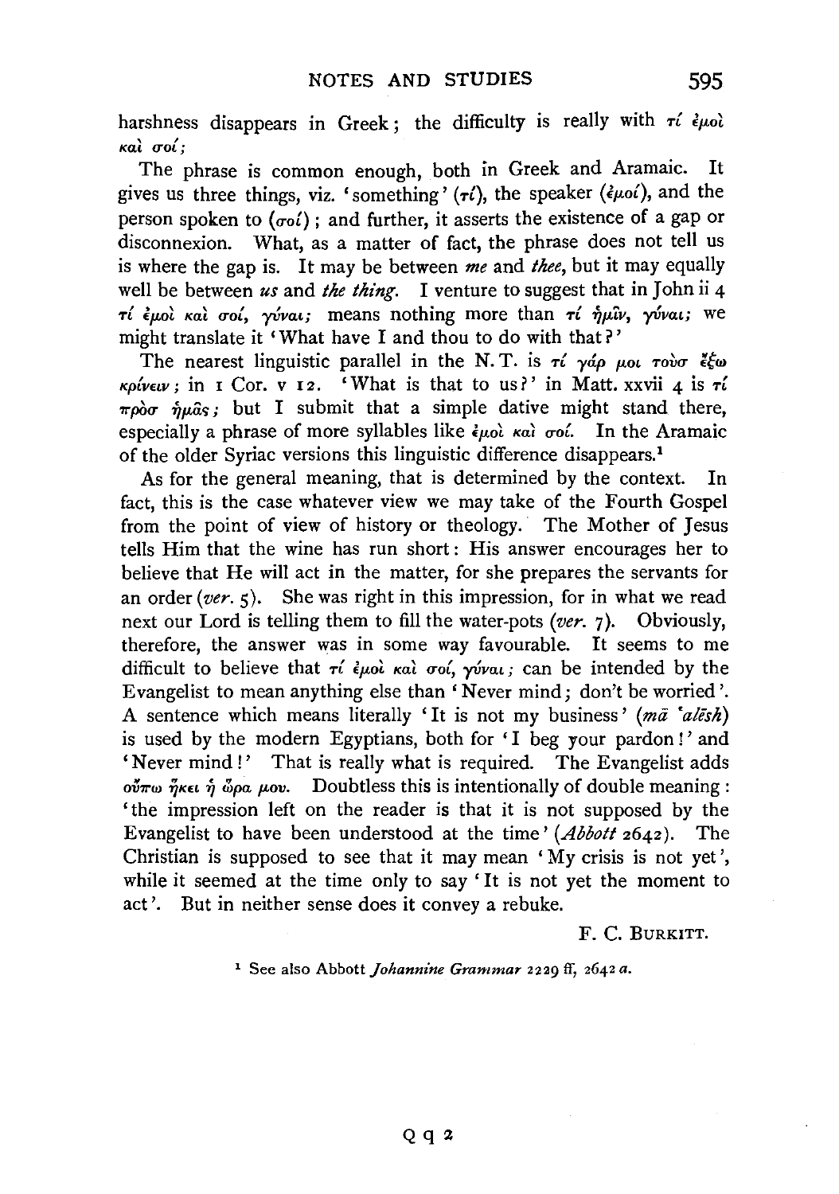harshness disappears in Greek; the difficulty is really with τί ἐμοὶ καὶ σοί;

The phrase is common enough, both in Greek and Aramaic. It gives us three things, viz. 'something' (τί), the speaker (ἐμοί), and the person spoken to (σοί); and further, it asserts the existence of a gap or disconnexion. What, as a matter of fact, the phrase does not tell us is where the gap is. It may be between *me* and *thee*, but it may equally well be between *us* and *the thing*. I venture to suggest that in John ii 4 τί ἐμοὶ καὶ σοί, γύναι; means nothing more than τί ἡμῖν, γύναι; we might translate it 'What have I and thou to do with that?'

The nearest linguistic parallel in the N. T. is τί γάρ μοι τοὺσ ἔξω κρίνειν; in 1 Cor. v 12. 'What is that to us?' in Matt. xxvii 4 is τί πρὸσ ἡμᾶς; but I submit that a simple dative might stand there, especially a phrase of more syllables like ἐμοὶ καὶ σοί. In the Aramaic of the older Syriac versions this linguistic difference disappears.[1]

As for the general meaning, that is determined by the context. In fact, this is the case whatever view we may take of the Fourth Gospel from the point of view of history or theology. The Mother of Jesus tells Him that the wine has run short: His answer encourages her to believe that He will act in the matter, for she prepares the servants for an order (*ver.* 5). She was right in this impression, for in what we read next our Lord is telling them to fill the water-pots (*ver.* 7). Obviously, therefore, the answer was in some way favourable. It seems to me difficult to believe that τί ἐμοὶ καὶ σοί, γύναι; can be intended by the Evangelist to mean anything else than 'Never mind; don't be worried'. A sentence which means literally 'It is not my business' (*mā ʿalēsh*) is used by the modern Egyptians, both for 'I beg your pardon!' and 'Never mind!' That is really what is required. The Evangelist adds οὔπω ἥκει ἡ ὥρα μου. Doubtless this is intentionally of double meaning: 'the impression left on the reader is that it is not supposed by the Evangelist to have been understood at the time' (*Abbott* 2642). The Christian is supposed to see that it may mean 'My crisis is not yet', while it seemed at the time only to say 'It is not yet the moment to act'. But in neither sense does it convey a rebuke.

F. C. BURKITT.

[1] See also Abbott *Johannine Grammar* 2229 ff, 2642 *a*.